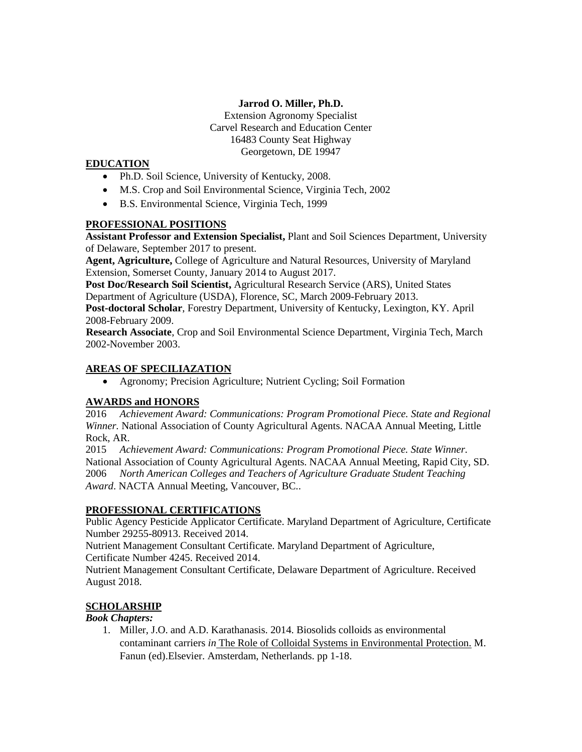**Jarrod O. Miller, Ph.D.**
Extension Agronomy Specialist
Carvel Research and Education Center
16483 County Seat Highway
Georgetown, DE 19947

## EDUCATION

- Ph.D. Soil Science, University of Kentucky, 2008.
- M.S. Crop and Soil Environmental Science, Virginia Tech, 2002
- B.S. Environmental Science, Virginia Tech, 1999

## PROFESSIONAL POSITIONS

**Assistant Professor and Extension Specialist,** Plant and Soil Sciences Department, University of Delaware, September 2017 to present.

**Agent, Agriculture,** College of Agriculture and Natural Resources, University of Maryland Extension, Somerset County, January 2014 to August 2017.

**Post Doc/Research Soil Scientist,** Agricultural Research Service (ARS), United States Department of Agriculture (USDA), Florence, SC, March 2009-February 2013.

**Post-doctoral Scholar**, Forestry Department, University of Kentucky, Lexington, KY. April 2008-February 2009.

**Research Associate**, Crop and Soil Environmental Science Department, Virginia Tech, March 2002-November 2003.

## AREAS OF SPECILIAZATION

- Agronomy; Precision Agriculture; Nutrient Cycling; Soil Formation

## AWARDS and HONORS

2016 *Achievement Award: Communications: Program Promotional Piece. State and Regional Winner.* National Association of County Agricultural Agents. NACAA Annual Meeting, Little Rock, AR.

2015 *Achievement Award: Communications: Program Promotional Piece. State Winner.* National Association of County Agricultural Agents. NACAA Annual Meeting, Rapid City, SD.

2006 *North American Colleges and Teachers of Agriculture Graduate Student Teaching Award*. NACTA Annual Meeting, Vancouver, BC..

## PROFESSIONAL CERTIFICATIONS

Public Agency Pesticide Applicator Certificate. Maryland Department of Agriculture, Certificate Number 29255-80913. Received 2014.

Nutrient Management Consultant Certificate. Maryland Department of Agriculture, Certificate Number 4245. Received 2014.

Nutrient Management Consultant Certificate, Delaware Department of Agriculture. Received August 2018.

## SCHOLARSHIP

### *Book Chapters:*

1. Miller, J.O. and A.D. Karathanasis. 2014. Biosolids colloids as environmental contaminant carriers *in* The Role of Colloidal Systems in Environmental Protection. M. Fanun (ed).Elsevier. Amsterdam, Netherlands. pp 1-18.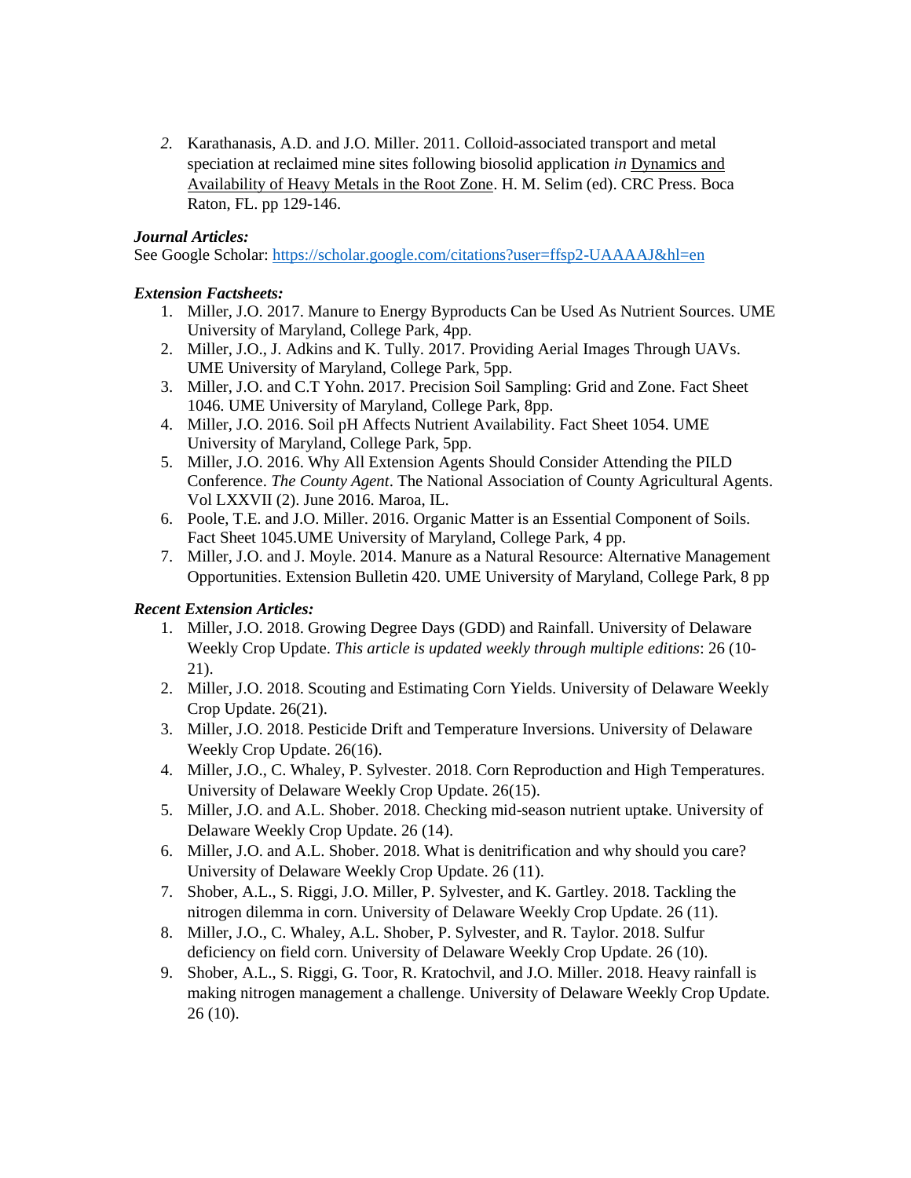2. Karathanasis, A.D. and J.O. Miller. 2011. Colloid-associated transport and metal speciation at reclaimed mine sites following biosolid application *in* Dynamics and Availability of Heavy Metals in the Root Zone. H. M. Selim (ed). CRC Press. Boca Raton, FL. pp 129-146.

***Journal Articles:***

See Google Scholar: https://scholar.google.com/citations?user=ffsp2-UAAAAJ&hl=en

***Extension Factsheets:***

1. Miller, J.O. 2017. Manure to Energy Byproducts Can be Used As Nutrient Sources. UME University of Maryland, College Park, 4pp.
2. Miller, J.O., J. Adkins and K. Tully. 2017. Providing Aerial Images Through UAVs. UME University of Maryland, College Park, 5pp.
3. Miller, J.O. and C.T Yohn. 2017. Precision Soil Sampling: Grid and Zone. Fact Sheet 1046. UME University of Maryland, College Park, 8pp.
4. Miller, J.O. 2016. Soil pH Affects Nutrient Availability. Fact Sheet 1054. UME University of Maryland, College Park, 5pp.
5. Miller, J.O. 2016. Why All Extension Agents Should Consider Attending the PILD Conference. *The County Agent*. The National Association of County Agricultural Agents. Vol LXXVII (2). June 2016. Maroa, IL.
6. Poole, T.E. and J.O. Miller. 2016. Organic Matter is an Essential Component of Soils. Fact Sheet 1045.UME University of Maryland, College Park, 4 pp.
7. Miller, J.O. and J. Moyle. 2014. Manure as a Natural Resource: Alternative Management Opportunities. Extension Bulletin 420. UME University of Maryland, College Park, 8 pp

***Recent Extension Articles:***

1. Miller, J.O. 2018. Growing Degree Days (GDD) and Rainfall. University of Delaware Weekly Crop Update. *This article is updated weekly through multiple editions*: 26 (10-21).
2. Miller, J.O. 2018. Scouting and Estimating Corn Yields. University of Delaware Weekly Crop Update. 26(21).
3. Miller, J.O. 2018. Pesticide Drift and Temperature Inversions. University of Delaware Weekly Crop Update. 26(16).
4. Miller, J.O., C. Whaley, P. Sylvester. 2018. Corn Reproduction and High Temperatures. University of Delaware Weekly Crop Update. 26(15).
5. Miller, J.O. and A.L. Shober. 2018. Checking mid-season nutrient uptake. University of Delaware Weekly Crop Update. 26 (14).
6. Miller, J.O. and A.L. Shober. 2018. What is denitrification and why should you care? University of Delaware Weekly Crop Update. 26 (11).
7. Shober, A.L., S. Riggi, J.O. Miller, P. Sylvester, and K. Gartley. 2018. Tackling the nitrogen dilemma in corn. University of Delaware Weekly Crop Update. 26 (11).
8. Miller, J.O., C. Whaley, A.L. Shober, P. Sylvester, and R. Taylor. 2018. Sulfur deficiency on field corn. University of Delaware Weekly Crop Update. 26 (10).
9. Shober, A.L., S. Riggi, G. Toor, R. Kratochvil, and J.O. Miller. 2018. Heavy rainfall is making nitrogen management a challenge. University of Delaware Weekly Crop Update. 26 (10).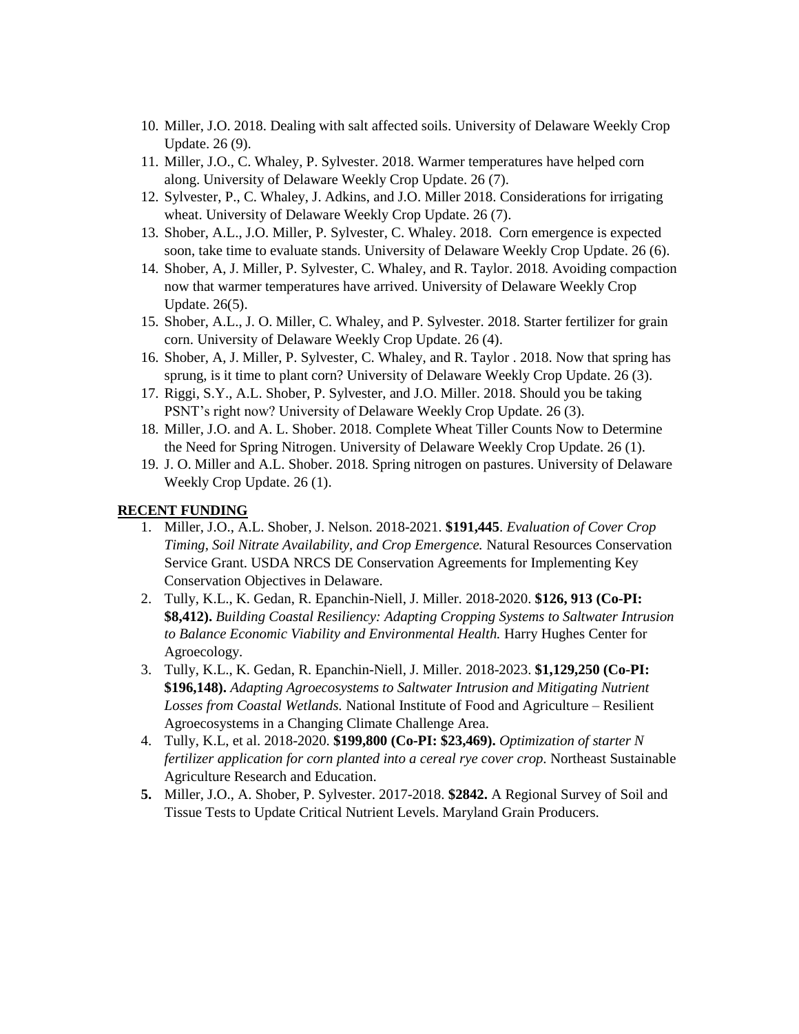10. Miller, J.O. 2018. Dealing with salt affected soils. University of Delaware Weekly Crop Update. 26 (9).
11. Miller, J.O., C. Whaley, P. Sylvester. 2018. Warmer temperatures have helped corn along. University of Delaware Weekly Crop Update. 26 (7).
12. Sylvester, P., C. Whaley, J. Adkins, and J.O. Miller 2018. Considerations for irrigating wheat. University of Delaware Weekly Crop Update. 26 (7).
13. Shober, A.L., J.O. Miller, P. Sylvester, C. Whaley. 2018. Corn emergence is expected soon, take time to evaluate stands. University of Delaware Weekly Crop Update. 26 (6).
14. Shober, A, J. Miller, P. Sylvester, C. Whaley, and R. Taylor. 2018. Avoiding compaction now that warmer temperatures have arrived. University of Delaware Weekly Crop Update. 26(5).
15. Shober, A.L., J. O. Miller, C. Whaley, and P. Sylvester. 2018. Starter fertilizer for grain corn. University of Delaware Weekly Crop Update. 26 (4).
16. Shober, A, J. Miller, P. Sylvester, C. Whaley, and R. Taylor . 2018. Now that spring has sprung, is it time to plant corn? University of Delaware Weekly Crop Update. 26 (3).
17. Riggi, S.Y., A.L. Shober, P. Sylvester, and J.O. Miller. 2018. Should you be taking PSNT's right now? University of Delaware Weekly Crop Update. 26 (3).
18. Miller, J.O. and A. L. Shober. 2018. Complete Wheat Tiller Counts Now to Determine the Need for Spring Nitrogen. University of Delaware Weekly Crop Update. 26 (1).
19. J. O. Miller and A.L. Shober. 2018. Spring nitrogen on pastures. University of Delaware Weekly Crop Update. 26 (1).

**RECENT FUNDING**

1. Miller, J.O., A.L. Shober, J. Nelson. 2018-2021. **$191,445**. *Evaluation of Cover Crop Timing, Soil Nitrate Availability, and Crop Emergence.* Natural Resources Conservation Service Grant. USDA NRCS DE Conservation Agreements for Implementing Key Conservation Objectives in Delaware.
2. Tully, K.L., K. Gedan, R. Epanchin-Niell, J. Miller. 2018-2020. **$126, 913 (Co-PI: $8,412).** *Building Coastal Resiliency: Adapting Cropping Systems to Saltwater Intrusion to Balance Economic Viability and Environmental Health.* Harry Hughes Center for Agroecology.
3. Tully, K.L., K. Gedan, R. Epanchin-Niell, J. Miller. 2018-2023. **$1,129,250 (Co-PI: $196,148).** *Adapting Agroecosystems to Saltwater Intrusion and Mitigating Nutrient Losses from Coastal Wetlands.* National Institute of Food and Agriculture – Resilient Agroecosystems in a Changing Climate Challenge Area.
4. Tully, K.L, et al. 2018-2020. **$199,800 (Co-PI: $23,469).** *Optimization of starter N fertilizer application for corn planted into a cereal rye cover crop.* Northeast Sustainable Agriculture Research and Education.
5. Miller, J.O., A. Shober, P. Sylvester. 2017-2018. **$2842.** A Regional Survey of Soil and Tissue Tests to Update Critical Nutrient Levels. Maryland Grain Producers.